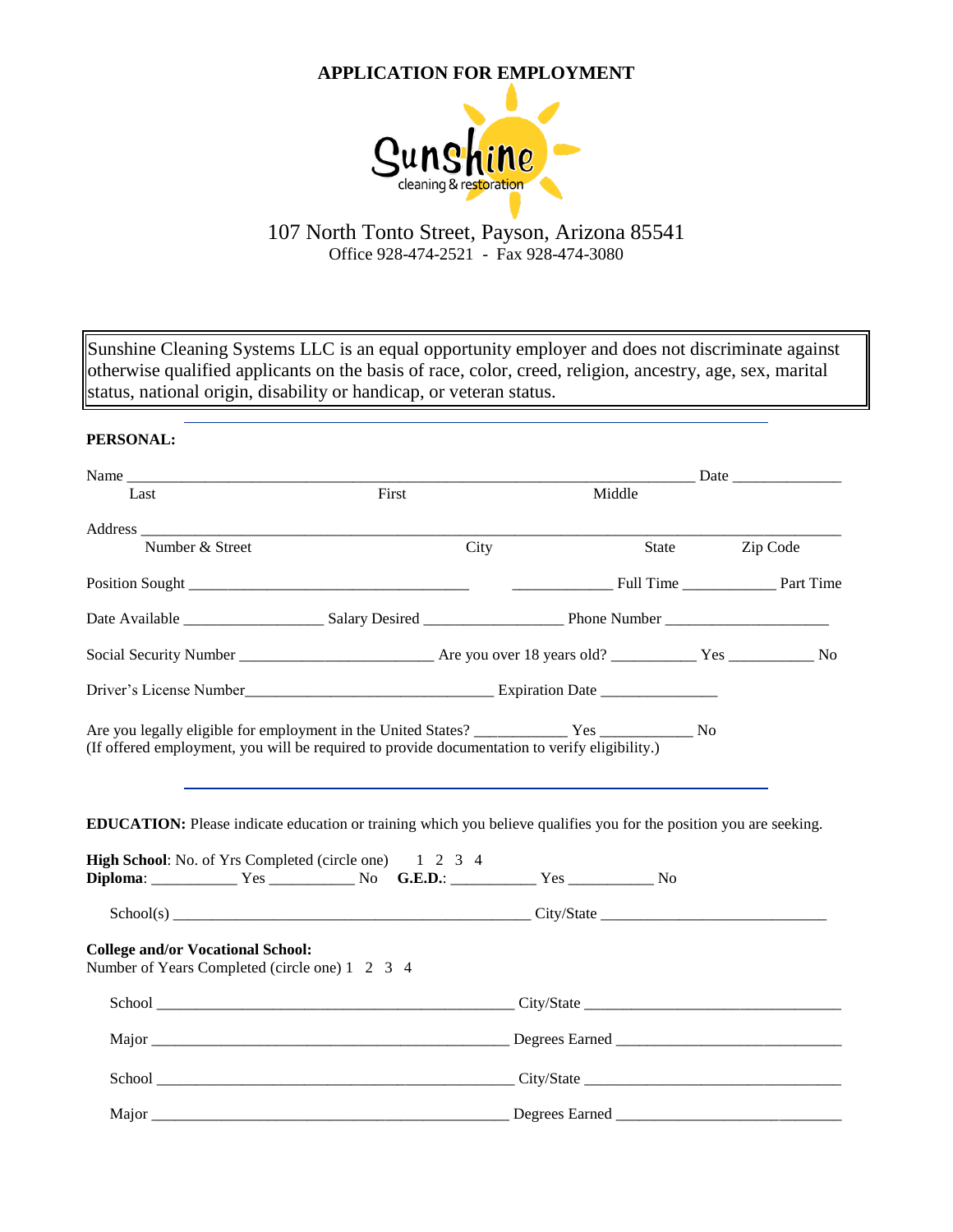# APPLICATION FOR EMPLOYMENT

Sunshine cleaning & restoration

107 North Tonto Street, Payson, Arizona 85541
Office 928-474-2521 - Fax 928-474-3080

> Sunshine Cleaning Systems LLC is an equal opportunity employer and does not discriminate against otherwise qualified applicants on the basis of race, color, creed, religion, ancestry, age, sex, marital status, national origin, disability or handicap, or veteran status.

---

**PERSONAL:**

Name ______________________________________________________________ Date ______________
Last First Middle

Address ________________________________________________________________________________
Number & Street City State Zip Code

Position Sought ___________________________________ ____________ Full Time ___________ Part Time

Date Available _________________ Salary Desired _________________ Phone Number ____________________

Social Security Number ________________________ Are you over 18 years old? __________ Yes __________ No

Driver's License Number_______________________________ Expiration Date ______________

Are you legally eligible for employment in the United States? ___________ Yes ___________ No
(If offered employment, you will be required to provide documentation to verify eligibility.)

---

**EDUCATION:** Please indicate education or training which you believe qualifies you for the position you are seeking.

**High School**: No. of Yrs Completed (circle one) 1 2 3 4
**Diploma**: __________ Yes __________ No **G.E.D.**: __________ Yes __________ No

School(s) _____________________________________________ City/State ____________________________

**College and/or Vocational School:**
Number of Years Completed (circle one) 1 2 3 4

School _____________________________________________ City/State ________________________________

Major _____________________________________________ Degrees Earned ____________________________

School _____________________________________________ City/State ________________________________

Major _____________________________________________ Degrees Earned ____________________________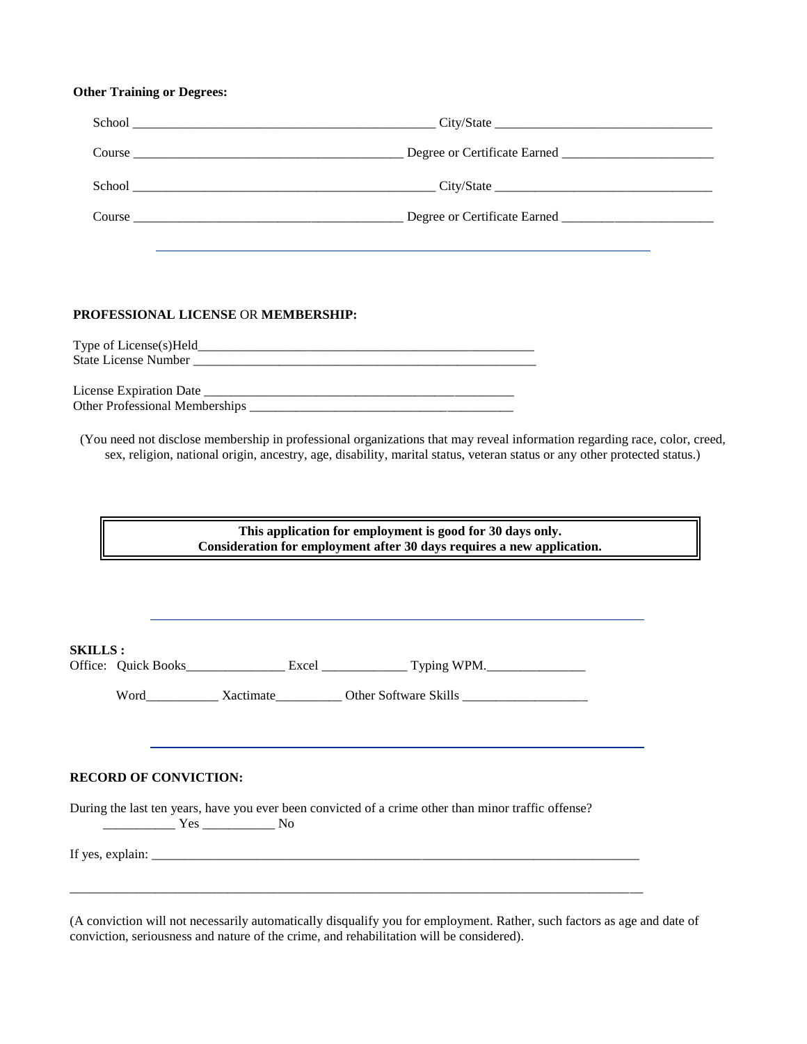**Other Training or Degrees:**

School _______________________________________________ City/State ________________________________

Course _________________________________________ Degree or Certificate Earned ______________________

School _______________________________________________ City/State ________________________________

Course _________________________________________ Degree or Certificate Earned ______________________

---

**PROFESSIONAL LICENSE** OR **MEMBERSHIP:**

Type of License(s)Held______________________________________________________
State License Number _______________________________________________________

License Expiration Date _______________________________________________
Other Professional Memberships ________________________________________

(You need not disclose membership in professional organizations that may reveal information regarding race, color, creed, sex, religion, national origin, ancestry, age, disability, marital status, veteran status or any other protected status.)

**This application for employment is good for 30 days only.**
**Consideration for employment after 30 days requires a new application.**

---

**SKILLS :**
Office: Quick Books_______________ Excel _____________ Typing WPM._______________

Word___________ Xactimate__________ Other Software Skills ___________________

---

**RECORD OF CONVICTION:**

During the last ten years, have you ever been convicted of a crime other than minor traffic offense?
___________ Yes ___________ No

If yes, explain: ________________________________________________________________________________

_______________________________________________________________________________________________

(A conviction will not necessarily automatically disqualify you for employment. Rather, such factors as age and date of conviction, seriousness and nature of the crime, and rehabilitation will be considered).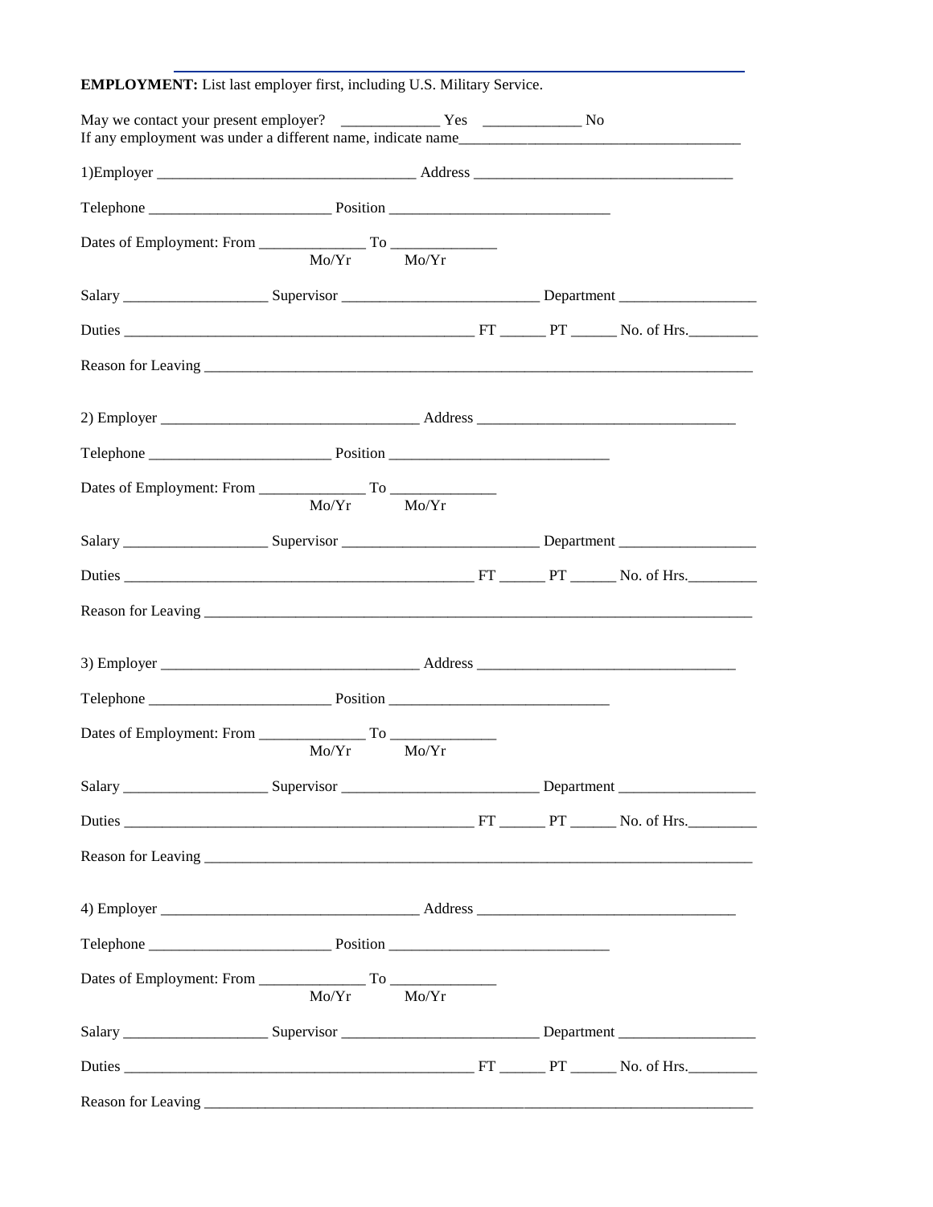**EMPLOYMENT:** List last employer first, including U.S. Military Service.

May we contact your present employer? _____________ Yes _____________ No

If any employment was under a different name, indicate name_____________________________________

1)Employer __________________________________ Address __________________________________

Telephone ________________________ Position _____________________________

Dates of Employment: From ______________ To ______________
Mo/Yr Mo/Yr

Salary ____________________ Supervisor __________________________ Department __________________

Duties ______________________________________________ FT ______ PT ______ No. of Hrs._________

Reason for Leaving ___________________________________________________________________________

2) Employer __________________________________ Address __________________________________

Telephone ________________________ Position _____________________________

Dates of Employment: From ______________ To ______________
Mo/Yr Mo/Yr

Salary ____________________ Supervisor __________________________ Department __________________

Duties ______________________________________________ FT ______ PT ______ No. of Hrs._________

Reason for Leaving ___________________________________________________________________________

3) Employer __________________________________ Address __________________________________

Telephone ________________________ Position _____________________________

Dates of Employment: From ______________ To ______________
Mo/Yr Mo/Yr

Salary ____________________ Supervisor __________________________ Department __________________

Duties ______________________________________________ FT ______ PT ______ No. of Hrs._________

Reason for Leaving ___________________________________________________________________________

4) Employer __________________________________ Address __________________________________

Telephone ________________________ Position _____________________________

Dates of Employment: From ______________ To ______________
Mo/Yr Mo/Yr

Salary ____________________ Supervisor __________________________ Department __________________

Duties ______________________________________________ FT ______ PT ______ No. of Hrs._________

Reason for Leaving ___________________________________________________________________________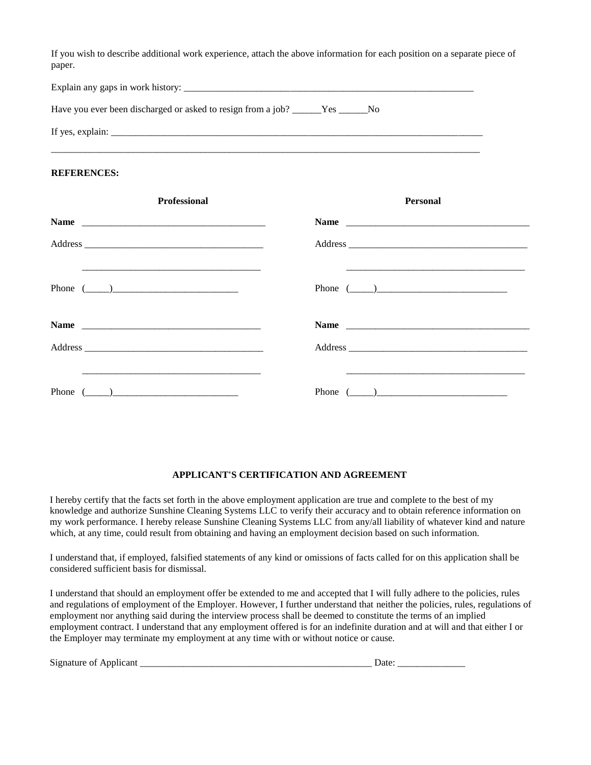If you wish to describe additional work experience, attach the above information for each position on a separate piece of paper.

Explain any gaps in work history: ___________________________________________________________

Have you ever been discharged or asked to resign from a job? ______Yes ______No

If yes, explain: ____________________________________________________________________________

_____________________________________________________________________________________

**REFERENCES:**

| **Professional** | **Personal** |
|---|---|
| **Name** _______________________________________ | **Name** _______________________________________ |
| Address ______________________________________ | Address ______________________________________ |
| ______________________________________ | ______________________________________ |
| Phone (_____)__________________________ | Phone (_____)___________________________ |
| **Name** ______________________________________ | **Name** _______________________________________ |
| Address ______________________________________ | Address ______________________________________ |
| ______________________________________ | ______________________________________ |
| Phone (_____)__________________________ | Phone (_____)___________________________ |

**APPLICANT'S CERTIFICATION AND AGREEMENT**

I hereby certify that the facts set forth in the above employment application are true and complete to the best of my knowledge and authorize Sunshine Cleaning Systems LLC to verify their accuracy and to obtain reference information on my work performance. I hereby release Sunshine Cleaning Systems LLC from any/all liability of whatever kind and nature which, at any time, could result from obtaining and having an employment decision based on such information.

I understand that, if employed, falsified statements of any kind or omissions of facts called for on this application shall be considered sufficient basis for dismissal.

I understand that should an employment offer be extended to me and accepted that I will fully adhere to the policies, rules and regulations of employment of the Employer. However, I further understand that neither the policies, rules, regulations of employment nor anything said during the interview process shall be deemed to constitute the terms of an implied employment contract. I understand that any employment offered is for an indefinite duration and at will and that either I or the Employer may terminate my employment at any time with or without notice or cause.

Signature of Applicant __________________________________________________ Date: ______________